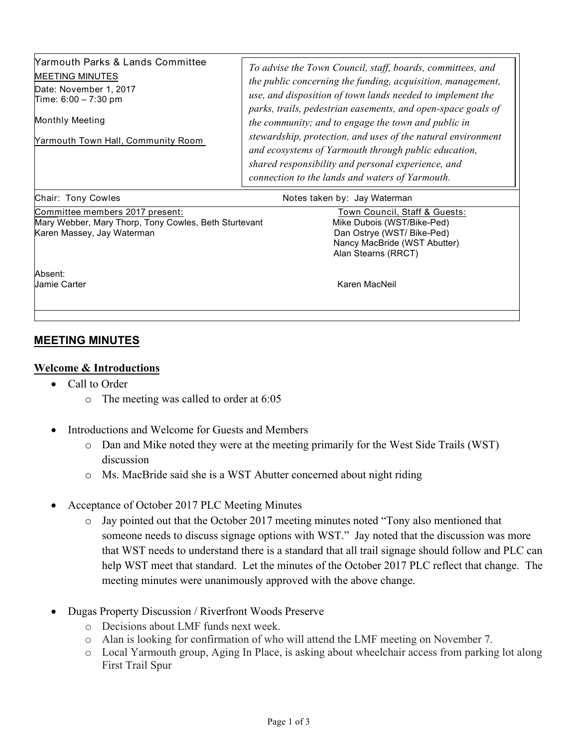| Yarmouth Parks & Lands Committee<br>MEETING MINUTES<br>Date: November 1, 2017<br>Time: 6:00 – 7:30 pm<br>Monthly Meeting<br>Yarmouth Town Hall, Community Room | *To advise the Town Council, staff, boards, committees, and the public concerning the funding, acquisition, management, use, and disposition of town lands needed to implement the parks, trails, pedestrian easements, and open-space goals of the community; and to engage the town and public in stewardship, protection, and uses of the natural environment and ecosystems of Yarmouth through public education, shared responsibility and personal experience, and connection to the lands and waters of Yarmouth.* |
|---|---|
| Chair: Tony Cowles | Notes taken by: Jay Waterman |
| Committee members 2017 present:<br>Mary Webber, Mary Thorp, Tony Cowles, Beth Sturtevant<br>Karen Massey, Jay Waterman | Town Council, Staff & Guests:<br>Mike Dubois (WST/Bike-Ped)<br>Dan Ostrye (WST/ Bike-Ped)<br>Nancy MacBride (WST Abutter)<br>Alan Stearns (RRCT) |
| Absent:<br>Jamie Carter | Karen MacNeil |

## MEETING MINUTES

### Welcome & Introductions

- Call to Order
  - The meeting was called to order at 6:05
- Introductions and Welcome for Guests and Members
  - Dan and Mike noted they were at the meeting primarily for the West Side Trails (WST) discussion
  - Ms. MacBride said she is a WST Abutter concerned about night riding
- Acceptance of October 2017 PLC Meeting Minutes
  - Jay pointed out that the October 2017 meeting minutes noted "Tony also mentioned that someone needs to discuss signage options with WST." Jay noted that the discussion was more that WST needs to understand there is a standard that all trail signage should follow and PLC can help WST meet that standard. Let the minutes of the October 2017 PLC reflect that change. The meeting minutes were unanimously approved with the above change.
- Dugas Property Discussion / Riverfront Woods Preserve
  - Decisions about LMF funds next week.
  - Alan is looking for confirmation of who will attend the LMF meeting on November 7.
  - Local Yarmouth group, Aging In Place, is asking about wheelchair access from parking lot along First Trail Spur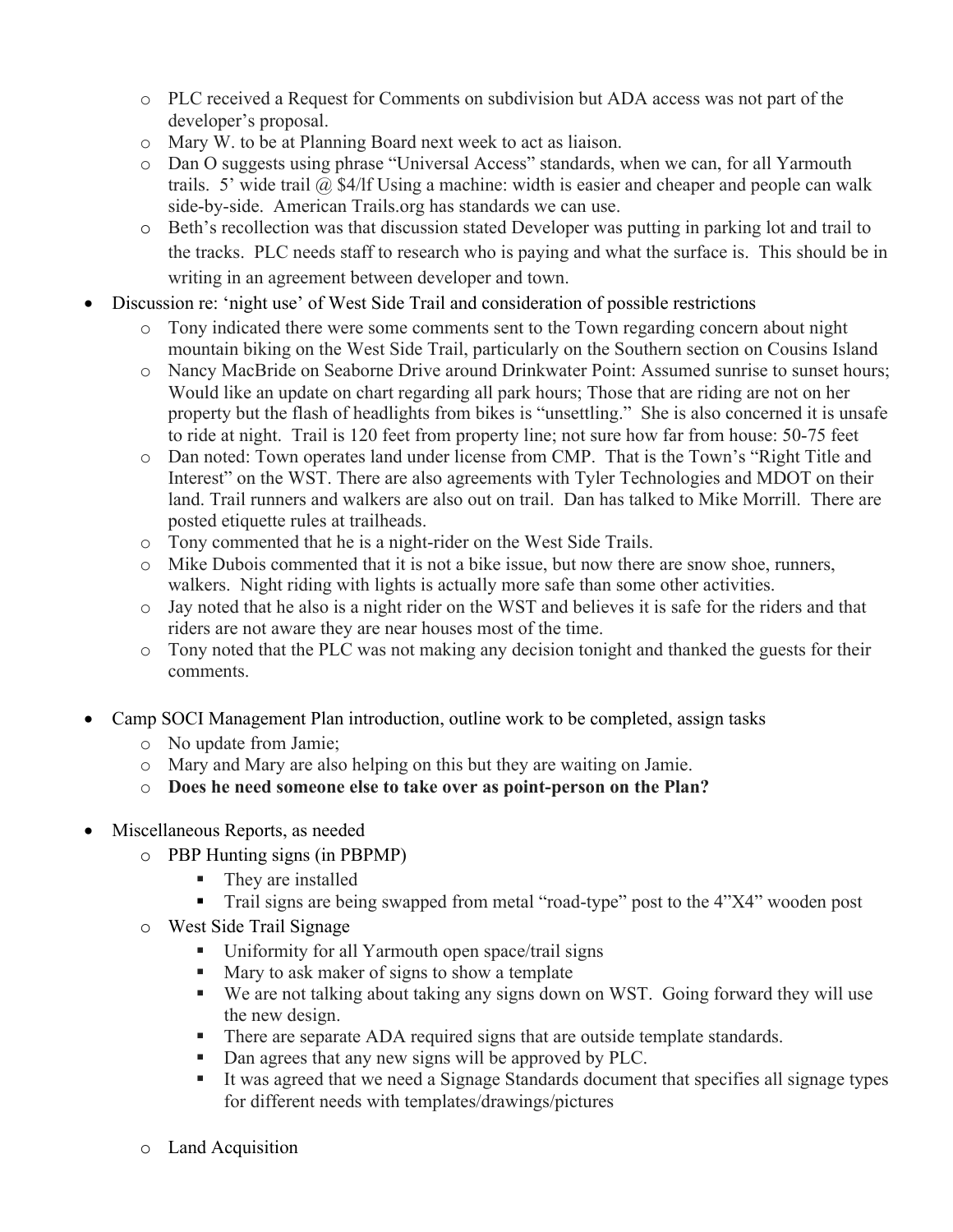- PLC received a Request for Comments on subdivision but ADA access was not part of the developer's proposal.
  - Mary W. to be at Planning Board next week to act as liaison.
  - Dan O suggests using phrase "Universal Access" standards, when we can, for all Yarmouth trails. 5' wide trail @ $4/lf Using a machine: width is easier and cheaper and people can walk side-by-side. American Trails.org has standards we can use.
  - Beth's recollection was that discussion stated Developer was putting in parking lot and trail to the tracks. PLC needs staff to research who is paying and what the surface is. This should be in writing in an agreement between developer and town.
- Discussion re: 'night use' of West Side Trail and consideration of possible restrictions
  - Tony indicated there were some comments sent to the Town regarding concern about night mountain biking on the West Side Trail, particularly on the Southern section on Cousins Island
  - Nancy MacBride on Seaborne Drive around Drinkwater Point: Assumed sunrise to sunset hours; Would like an update on chart regarding all park hours; Those that are riding are not on her property but the flash of headlights from bikes is "unsettling." She is also concerned it is unsafe to ride at night. Trail is 120 feet from property line; not sure how far from house: 50-75 feet
  - Dan noted: Town operates land under license from CMP. That is the Town's "Right Title and Interest" on the WST. There are also agreements with Tyler Technologies and MDOT on their land. Trail runners and walkers are also out on trail. Dan has talked to Mike Morrill. There are posted etiquette rules at trailheads.
  - Tony commented that he is a night-rider on the West Side Trails.
  - Mike Dubois commented that it is not a bike issue, but now there are snow shoe, runners, walkers. Night riding with lights is actually more safe than some other activities.
  - Jay noted that he also is a night rider on the WST and believes it is safe for the riders and that riders are not aware they are near houses most of the time.
  - Tony noted that the PLC was not making any decision tonight and thanked the guests for their comments.

- Camp SOCI Management Plan introduction, outline work to be completed, assign tasks
  - No update from Jamie;
  - Mary and Mary are also helping on this but they are waiting on Jamie.
  - **Does he need someone else to take over as point-person on the Plan?**

- Miscellaneous Reports, as needed
  - PBP Hunting signs (in PBPMP)
    - They are installed
    - Trail signs are being swapped from metal "road-type" post to the 4"X4" wooden post
  - West Side Trail Signage
    - Uniformity for all Yarmouth open space/trail signs
    - Mary to ask maker of signs to show a template
    - We are not talking about taking any signs down on WST. Going forward they will use the new design.
    - There are separate ADA required signs that are outside template standards.
    - Dan agrees that any new signs will be approved by PLC.
    - It was agreed that we need a Signage Standards document that specifies all signage types for different needs with templates/drawings/pictures

  - Land Acquisition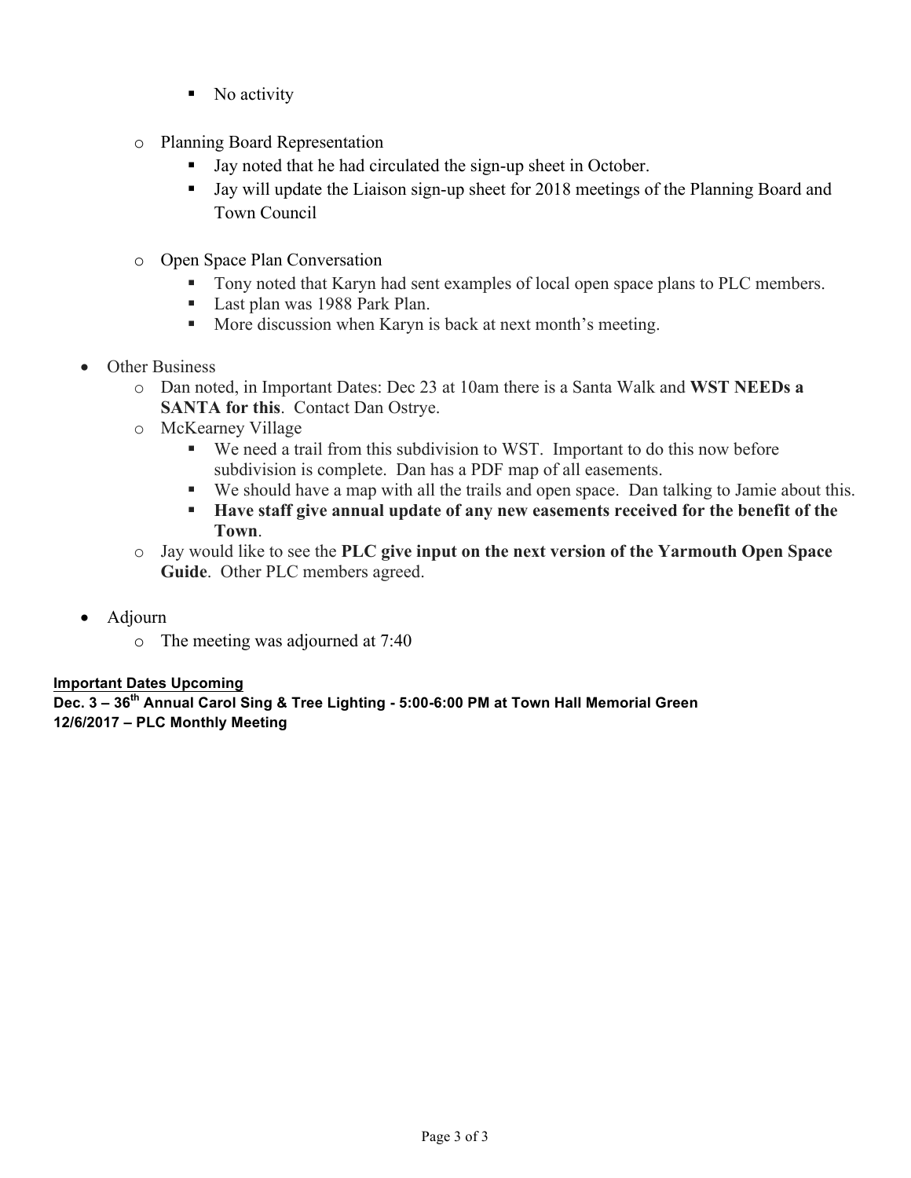- No activity

    - Planning Board Representation
        - Jay noted that he had circulated the sign-up sheet in October.
        - Jay will update the Liaison sign-up sheet for 2018 meetings of the Planning Board and Town Council

    - Open Space Plan Conversation
        - Tony noted that Karyn had sent examples of local open space plans to PLC members.
        - Last plan was 1988 Park Plan.
        - More discussion when Karyn is back at next month's meeting.

- Other Business
    - Dan noted, in Important Dates: Dec 23 at 10am there is a Santa Walk and **WST NEEDs a SANTA for this**. Contact Dan Ostrye.
    - McKearney Village
        - We need a trail from this subdivision to WST. Important to do this now before subdivision is complete. Dan has a PDF map of all easements.
        - We should have a map with all the trails and open space. Dan talking to Jamie about this.
        - **Have staff give annual update of any new easements received for the benefit of the Town**.
    - Jay would like to see the **PLC give input on the next version of the Yarmouth Open Space Guide**. Other PLC members agreed.

- Adjourn
    - The meeting was adjourned at 7:40

**Important Dates Upcoming**

**Dec. 3 – 36th Annual Carol Sing & Tree Lighting - 5:00-6:00 PM at Town Hall Memorial Green**
**12/6/2017 – PLC Monthly Meeting**